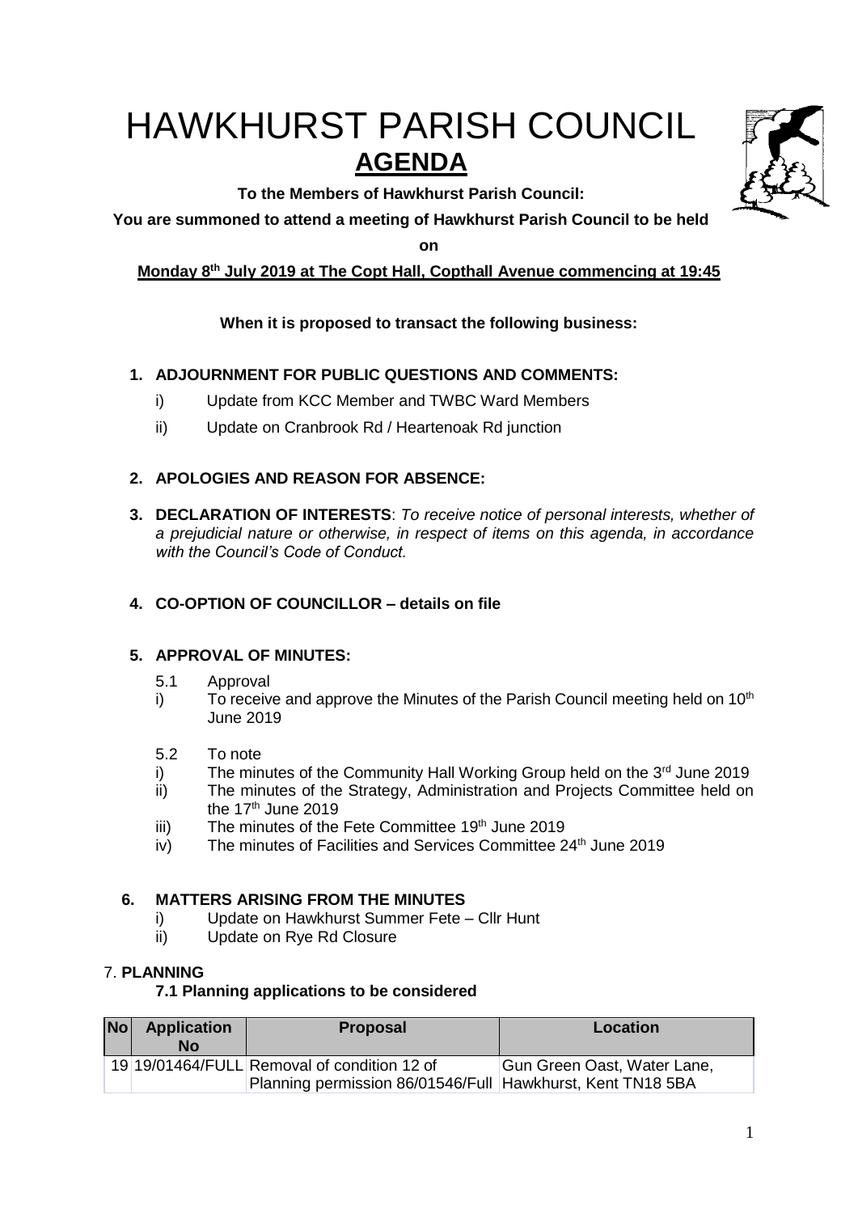# HAWKHURST PARISH COUNCIL

## AGENDA

**To the Members of Hawkhurst Parish Council:**

**You are summoned to attend a meeting of Hawkhurst Parish Council to be held on**

**Monday 8th July 2019 at The Copt Hall, Copthall Avenue commencing at 19:45**

**When it is proposed to transact the following business:**

1. **ADJOURNMENT FOR PUBLIC QUESTIONS AND COMMENTS:**
   - i) Update from KCC Member and TWBC Ward Members
   - ii) Update on Cranbrook Rd / Heartenoak Rd junction

2. **APOLOGIES AND REASON FOR ABSENCE:**

3. **DECLARATION OF INTERESTS**: *To receive notice of personal interests, whether of a prejudicial nature or otherwise, in respect of items on this agenda, in accordance with the Council's Code of Conduct.*

4. **CO-OPTION OF COUNCILLOR – details on file**

5. **APPROVAL OF MINUTES:**

   5.1 Approval
   - i) To receive and approve the Minutes of the Parish Council meeting held on 10th June 2019

   5.2 To note
   - i) The minutes of the Community Hall Working Group held on the 3rd June 2019
   - ii) The minutes of the Strategy, Administration and Projects Committee held on the 17th June 2019
   - iii) The minutes of the Fete Committee 19th June 2019
   - iv) The minutes of Facilities and Services Committee 24th June 2019

6. **MATTERS ARISING FROM THE MINUTES**
   - i) Update on Hawkhurst Summer Fete – Cllr Hunt
   - ii) Update on Rye Rd Closure

7. **PLANNING**

**7.1 Planning applications to be considered**

| No | Application No | Proposal | Location |
|---|---|---|---|
| 19 | 19/01464/FULL | Removal of condition 12 of Planning permission 86/01546/Full | Gun Green Oast, Water Lane, Hawkhurst, Kent TN18 5BA |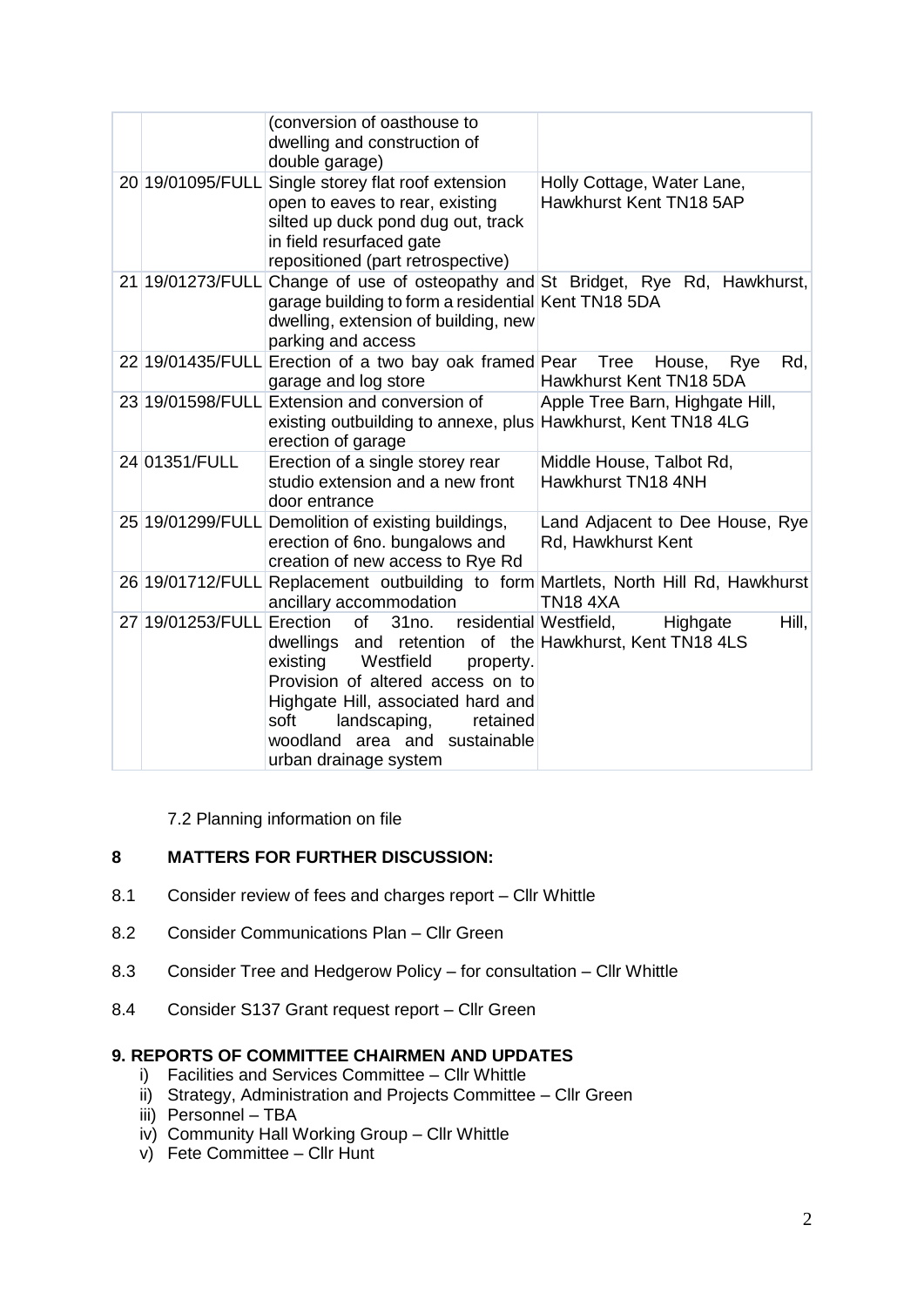| | | | |
|---|---|---|---|
| | | (conversion of oasthouse to dwelling and construction of double garage) | |
| 20 | 19/01095/FULL | Single storey flat roof extension open to eaves to rear, existing silted up duck pond dug out, track in field resurfaced gate repositioned (part retrospective) | Holly Cottage, Water Lane, Hawkhurst Kent TN18 5AP |
| 21 | 19/01273/FULL | Change of use of osteopathy and garage building to form a residential dwelling, extension of building, new parking and access | St Bridget, Rye Rd, Hawkhurst, Kent TN18 5DA |
| 22 | 19/01435/FULL | Erection of a two bay oak framed garage and log store | Pear Tree House, Rye Rd, Hawkhurst Kent TN18 5DA |
| 23 | 19/01598/FULL | Extension and conversion of existing outbuilding to annexe, plus erection of garage | Apple Tree Barn, Highgate Hill, Hawkhurst, Kent TN18 4LG |
| 24 | 01351/FULL | Erection of a single storey rear studio extension and a new front door entrance | Middle House, Talbot Rd, Hawkhurst TN18 4NH |
| 25 | 19/01299/FULL | Demolition of existing buildings, erection of 6no. bungalows and creation of new access to Rye Rd | Land Adjacent to Dee House, Rye Rd, Hawkhurst Kent |
| 26 | 19/01712/FULL | Replacement outbuilding to form ancillary accommodation | Martlets, North Hill Rd, Hawkhurst TN18 4XA |
| 27 | 19/01253/FULL | Erection of 31no. residential dwellings and retention of the existing Westfield property. Provision of altered access on to Highgate Hill, associated hard and soft landscaping, retained woodland area and sustainable urban drainage system | Westfield, Highgate Hill, Hawkhurst, Kent TN18 4LS |

7.2 Planning information on file

## 8 MATTERS FOR FURTHER DISCUSSION:

8.1 Consider review of fees and charges report – Cllr Whittle

8.2 Consider Communications Plan – Cllr Green

8.3 Consider Tree and Hedgerow Policy – for consultation – Cllr Whittle

8.4 Consider S137 Grant request report – Cllr Green

## 9. REPORTS OF COMMITTEE CHAIRMEN AND UPDATES

i) Facilities and Services Committee – Cllr Whittle
ii) Strategy, Administration and Projects Committee – Cllr Green
iii) Personnel – TBA
iv) Community Hall Working Group – Cllr Whittle
v) Fete Committee – Cllr Hunt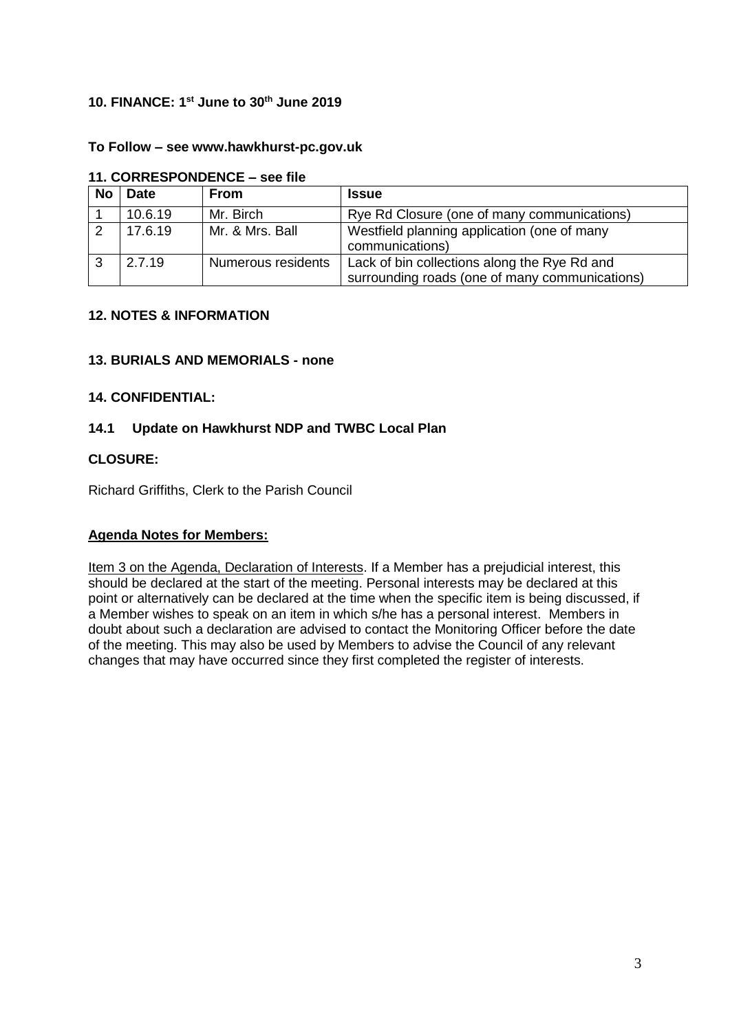**10. FINANCE: 1st June to 30th June 2019**

**To Follow – see www.hawkhurst-pc.gov.uk**

**11. CORRESPONDENCE – see file**

| No | Date | From | Issue |
|---|---|---|---|
| 1 | 10.6.19 | Mr. Birch | Rye Rd Closure (one of many communications) |
| 2 | 17.6.19 | Mr. & Mrs. Ball | Westfield planning application (one of many communications) |
| 3 | 2.7.19 | Numerous residents | Lack of bin collections along the Rye Rd and surrounding roads (one of many communications) |

**12. NOTES & INFORMATION**

**13. BURIALS AND MEMORIALS - none**

**14. CONFIDENTIAL:**

**14.1 Update on Hawkhurst NDP and TWBC Local Plan**

**CLOSURE:**

Richard Griffiths, Clerk to the Parish Council

**Agenda Notes for Members:**

Item 3 on the Agenda, Declaration of Interests. If a Member has a prejudicial interest, this should be declared at the start of the meeting. Personal interests may be declared at this point or alternatively can be declared at the time when the specific item is being discussed, if a Member wishes to speak on an item in which s/he has a personal interest. Members in doubt about such a declaration are advised to contact the Monitoring Officer before the date of the meeting. This may also be used by Members to advise the Council of any relevant changes that may have occurred since they first completed the register of interests.